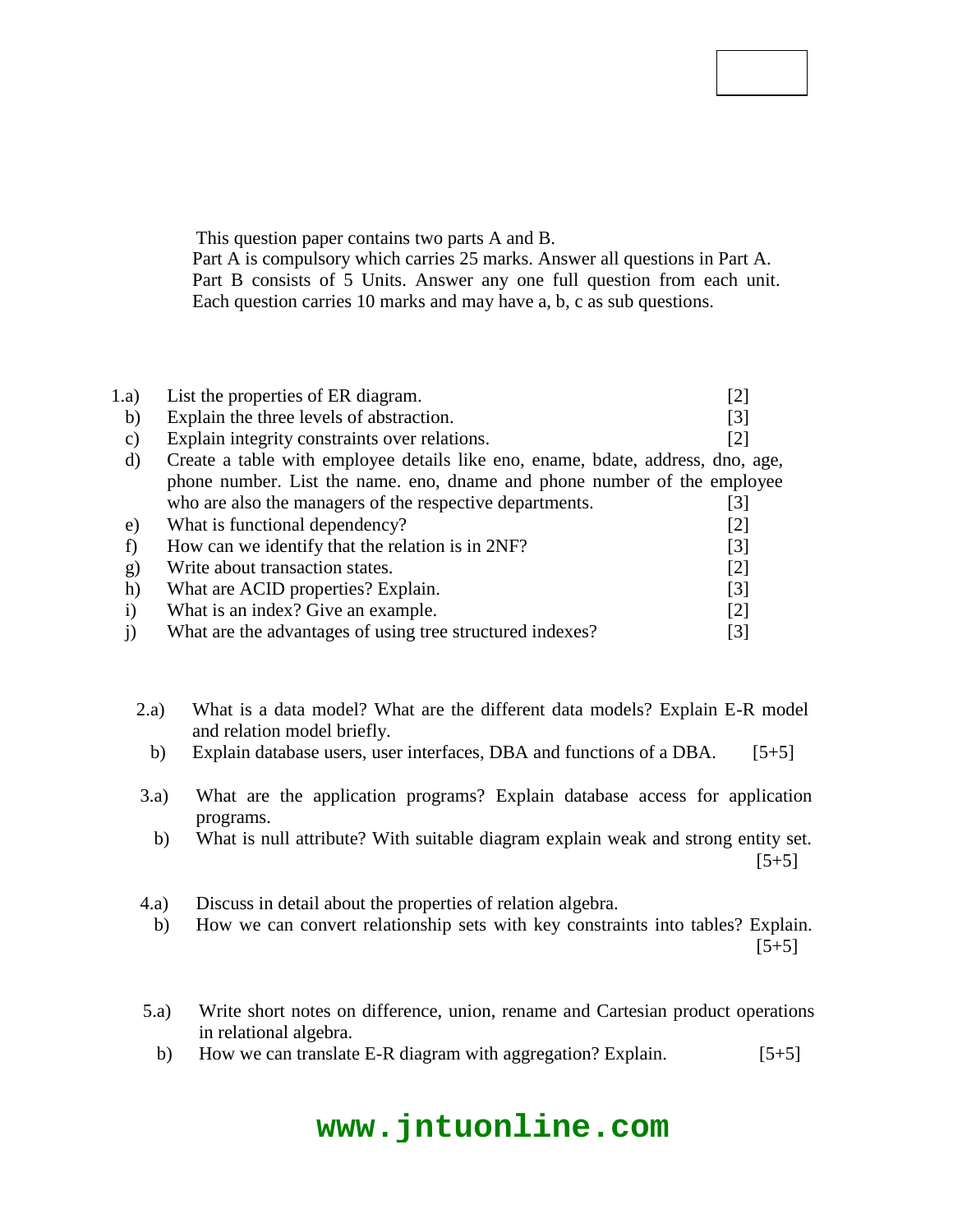This question paper contains two parts A and B.
Part A is compulsory which carries 25 marks. Answer all questions in Part A.
Part B consists of 5 Units. Answer any one full question from each unit.
Each question carries 10 marks and may have a, b, c as sub questions.

1.a) List the properties of ER diagram. [2]

b) Explain the three levels of abstraction. [3]

c) Explain integrity constraints over relations. [2]

d) Create a table with employee details like eno, ename, bdate, address, dno, age, phone number. List the name. eno, dname and phone number of the employee who are also the managers of the respective departments. [3]

e) What is functional dependency? [2]

f) How can we identify that the relation is in 2NF? [3]

g) Write about transaction states. [2]

h) What are ACID properties? Explain. [3]

i) What is an index? Give an example. [2]

j) What are the advantages of using tree structured indexes? [3]

2.a) What is a data model? What are the different data models? Explain E-R model and relation model briefly.

b) Explain database users, user interfaces, DBA and functions of a DBA. [5+5]

3.a) What are the application programs? Explain database access for application programs.

b) What is null attribute? With suitable diagram explain weak and strong entity set. [5+5]

4.a) Discuss in detail about the properties of relation algebra.

b) How we can convert relationship sets with key constraints into tables? Explain. [5+5]

5.a) Write short notes on difference, union, rename and Cartesian product operations in relational algebra.

b) How we can translate E-R diagram with aggregation? Explain. [5+5]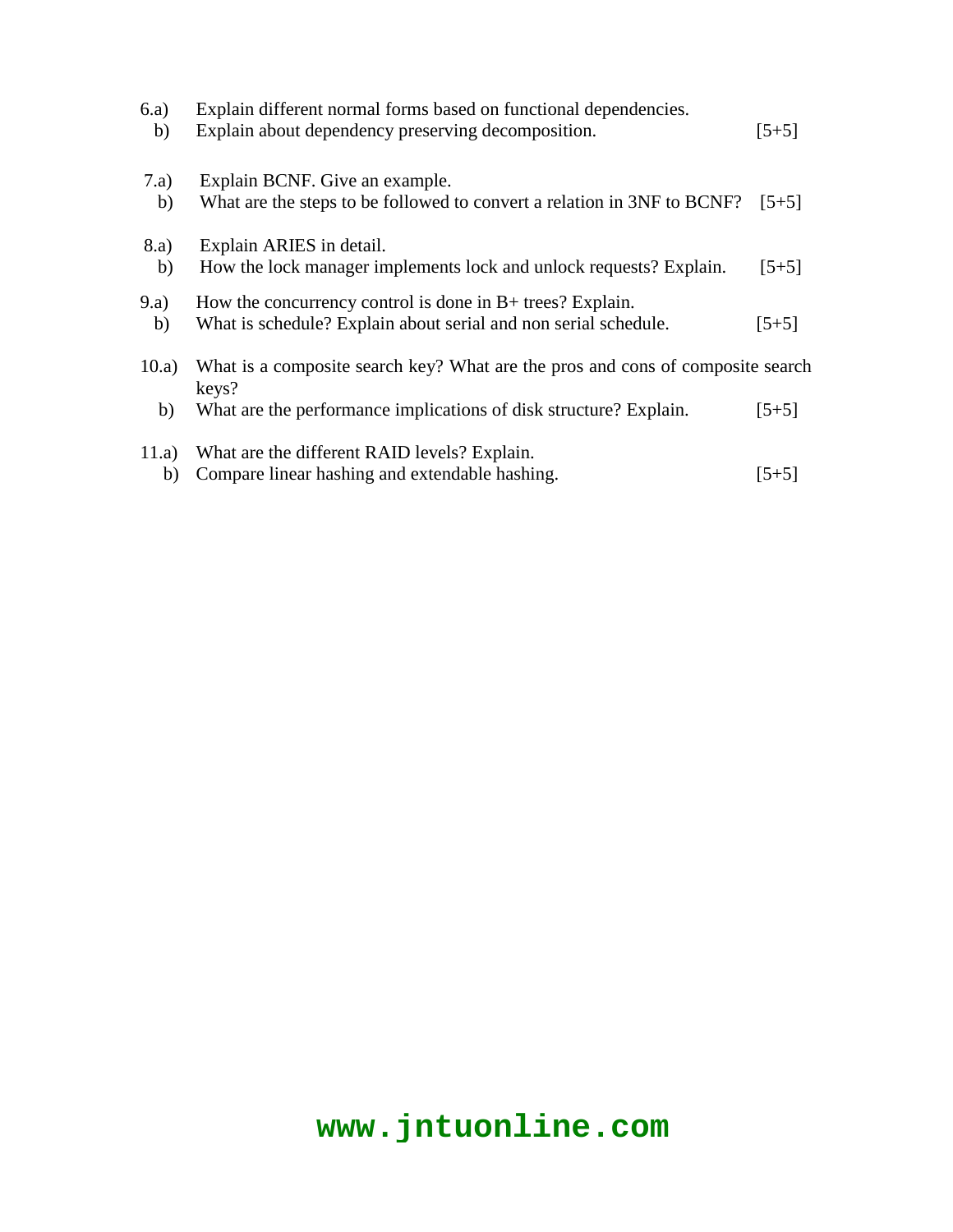6.a) Explain different normal forms based on functional dependencies.
b) Explain about dependency preserving decomposition. [5+5]

7.a) Explain BCNF. Give an example.
b) What are the steps to be followed to convert a relation in 3NF to BCNF? [5+5]

8.a) Explain ARIES in detail.
b) How the lock manager implements lock and unlock requests? Explain. [5+5]

9.a) How the concurrency control is done in B+ trees? Explain.
b) What is schedule? Explain about serial and non serial schedule. [5+5]

10.a) What is a composite search key? What are the pros and cons of composite search keys?
b) What are the performance implications of disk structure? Explain. [5+5]

11.a) What are the different RAID levels? Explain.
b) Compare linear hashing and extendable hashing. [5+5]